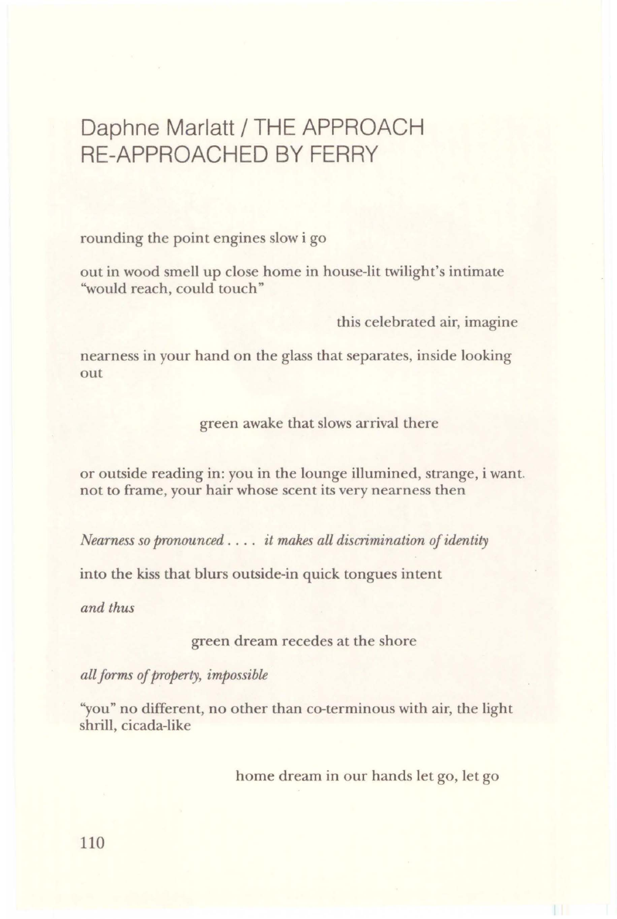# Daphne Marlatt / THE APPROACH RE-APPROACHED BY FERRY

rounding the point engines slow i go

out in wood smell up close home in house-lit twilight's intimate "would reach, could touch"

this celebrated air, imagine

nearness in your hand on the glass that separates, inside looking out

green awake that slows arrival there

or outside reading in: you in the lounge illumined, strange, i want. not to frame, your hair whose scent its very nearness then

*Nearness so pronounced . . . . it makes all discrimination of identity*

into the kiss that blurs outside-in quick tongues intent

*and thus*

green dream recedes at the shore

*all forms of property, impossible*

"you" no different, no other than co-terminous with air, the light shrill, cicada-like

home dream in our hands let go, let go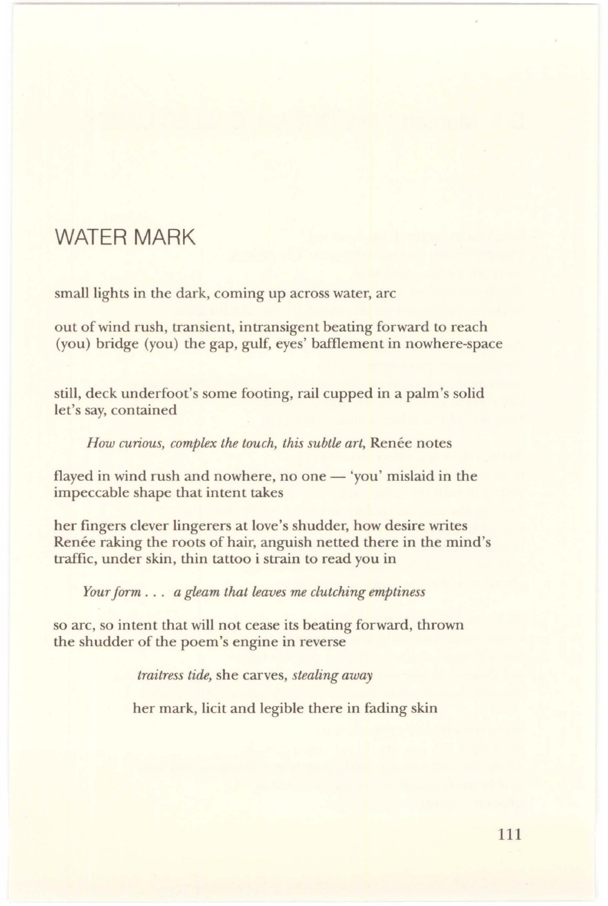# WATER MARK

small lights in the dark, coming up across water, arc

out of wind rush, transient, intransigent beating forward to reach
(you) bridge (you) the gap, gulf, eyes' bafflement in nowhere-space

still, deck underfoot's some footing, rail cupped in a palm's solid
let's say, contained

*How curious, complex the touch, this subtle art,* Renée notes

flayed in wind rush and nowhere, no one — 'you' mislaid in the
impeccable shape that intent takes

her fingers clever lingerers at love's shudder, how desire writes
Renée raking the roots of hair, anguish netted there in the mind's
traffic, under skin, thin tattoo i strain to read you in

*Your form . . . a gleam that leaves me clutching emptiness*

so arc, so intent that will not cease its beating forward, thrown
the shudder of the poem's engine in reverse

*traitress tide,* she carves, *stealing away*

her mark, licit and legible there in fading skin